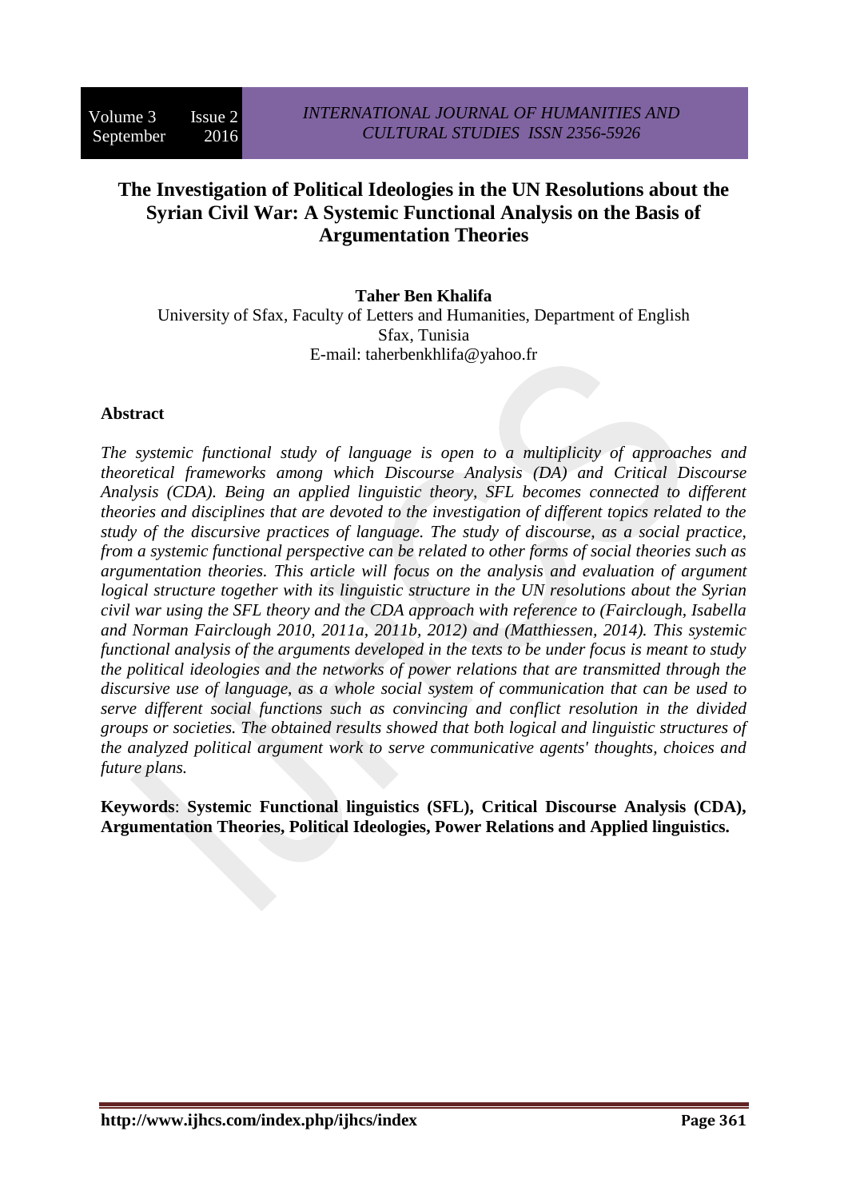# The Investigation of Political Ideologies in the UN Resolutions about the Syrian Civil War: A Systemic Functional Analysis on the Basis of Argumentation Theories

**Taher Ben Khalifa**

University of Sfax, Faculty of Letters and Humanities, Department of English
Sfax, Tunisia
E-mail: taherbenkhlifa@yahoo.fr

## Abstract

*The systemic functional study of language is open to a multiplicity of approaches and theoretical frameworks among which Discourse Analysis (DA) and Critical Discourse Analysis (CDA). Being an applied linguistic theory, SFL becomes connected to different theories and disciplines that are devoted to the investigation of different topics related to the study of the discursive practices of language. The study of discourse, as a social practice, from a systemic functional perspective can be related to other forms of social theories such as argumentation theories. This article will focus on the analysis and evaluation of argument logical structure together with its linguistic structure in the UN resolutions about the Syrian civil war using the SFL theory and the CDA approach with reference to (Fairclough, Isabella and Norman Fairclough 2010, 2011a, 2011b, 2012) and (Matthiessen, 2014). This systemic functional analysis of the arguments developed in the texts to be under focus is meant to study the political ideologies and the networks of power relations that are transmitted through the discursive use of language, as a whole social system of communication that can be used to serve different social functions such as convincing and conflict resolution in the divided groups or societies. The obtained results showed that both logical and linguistic structures of the analyzed political argument work to serve communicative agents' thoughts, choices and future plans.*

**Keywords**: **Systemic Functional linguistics (SFL), Critical Discourse Analysis (CDA), Argumentation Theories, Political Ideologies, Power Relations and Applied linguistics.**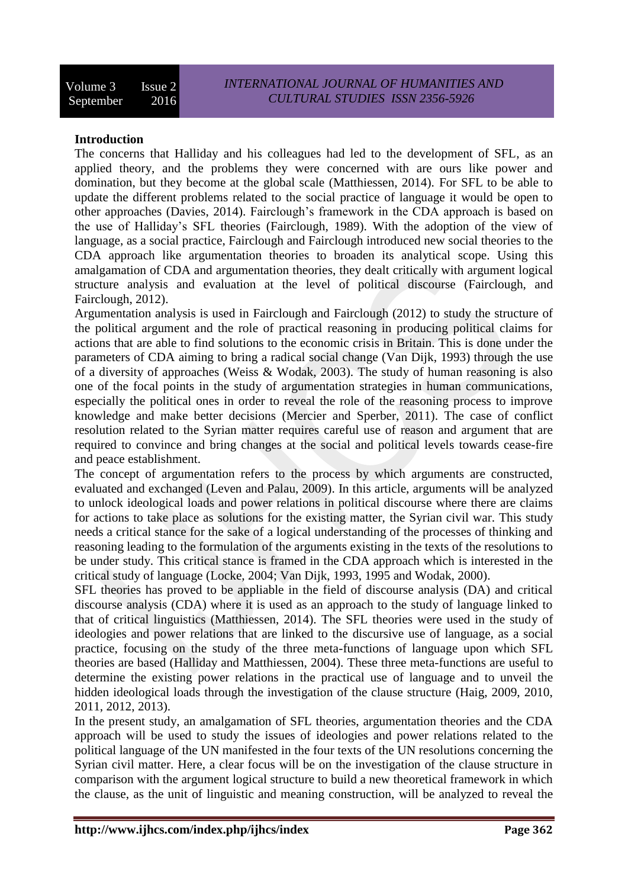**Introduction**

The concerns that Halliday and his colleagues had led to the development of SFL, as an applied theory, and the problems they were concerned with are ours like power and domination, but they become at the global scale (Matthiessen, 2014). For SFL to be able to update the different problems related to the social practice of language it would be open to other approaches (Davies, 2014). Fairclough's framework in the CDA approach is based on the use of Halliday's SFL theories (Fairclough, 1989). With the adoption of the view of language, as a social practice, Fairclough and Fairclough introduced new social theories to the CDA approach like argumentation theories to broaden its analytical scope. Using this amalgamation of CDA and argumentation theories, they dealt critically with argument logical structure analysis and evaluation at the level of political discourse (Fairclough, and Fairclough, 2012).

Argumentation analysis is used in Fairclough and Fairclough (2012) to study the structure of the political argument and the role of practical reasoning in producing political claims for actions that are able to find solutions to the economic crisis in Britain. This is done under the parameters of CDA aiming to bring a radical social change (Van Dijk, 1993) through the use of a diversity of approaches (Weiss & Wodak, 2003). The study of human reasoning is also one of the focal points in the study of argumentation strategies in human communications, especially the political ones in order to reveal the role of the reasoning process to improve knowledge and make better decisions (Mercier and Sperber, 2011). The case of conflict resolution related to the Syrian matter requires careful use of reason and argument that are required to convince and bring changes at the social and political levels towards cease-fire and peace establishment.

The concept of argumentation refers to the process by which arguments are constructed, evaluated and exchanged (Leven and Palau, 2009). In this article, arguments will be analyzed to unlock ideological loads and power relations in political discourse where there are claims for actions to take place as solutions for the existing matter, the Syrian civil war. This study needs a critical stance for the sake of a logical understanding of the processes of thinking and reasoning leading to the formulation of the arguments existing in the texts of the resolutions to be under study. This critical stance is framed in the CDA approach which is interested in the critical study of language (Locke, 2004; Van Dijk, 1993, 1995 and Wodak, 2000).

SFL theories has proved to be appliable in the field of discourse analysis (DA) and critical discourse analysis (CDA) where it is used as an approach to the study of language linked to that of critical linguistics (Matthiessen, 2014). The SFL theories were used in the study of ideologies and power relations that are linked to the discursive use of language, as a social practice, focusing on the study of the three meta-functions of language upon which SFL theories are based (Halliday and Matthiessen, 2004). These three meta-functions are useful to determine the existing power relations in the practical use of language and to unveil the hidden ideological loads through the investigation of the clause structure (Haig, 2009, 2010, 2011, 2012, 2013).

In the present study, an amalgamation of SFL theories, argumentation theories and the CDA approach will be used to study the issues of ideologies and power relations related to the political language of the UN manifested in the four texts of the UN resolutions concerning the Syrian civil matter. Here, a clear focus will be on the investigation of the clause structure in comparison with the argument logical structure to build a new theoretical framework in which the clause, as the unit of linguistic and meaning construction, will be analyzed to reveal the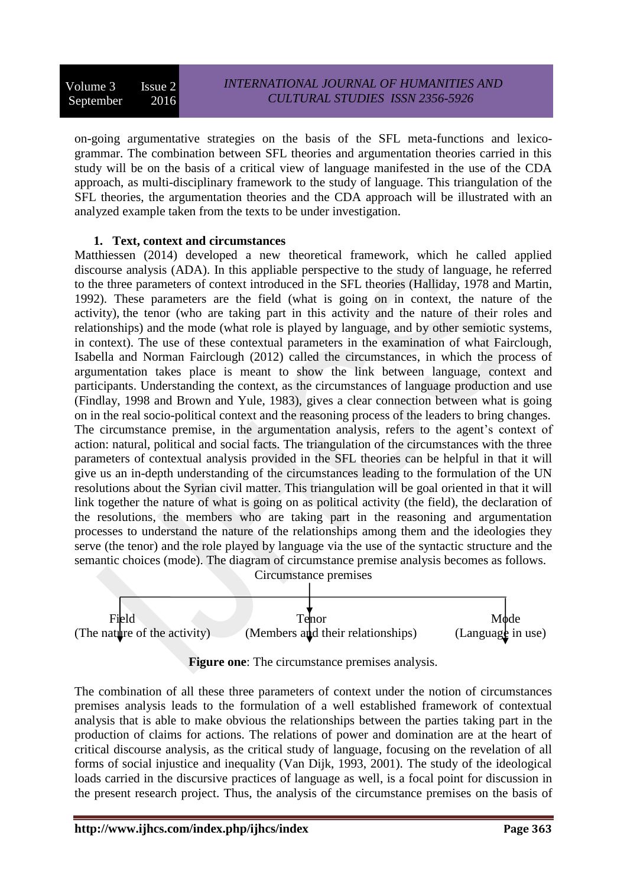on-going argumentative strategies on the basis of the SFL meta-functions and lexico-grammar. The combination between SFL theories and argumentation theories carried in this study will be on the basis of a critical view of language manifested in the use of the CDA approach, as multi-disciplinary framework to the study of language. This triangulation of the SFL theories, the argumentation theories and the CDA approach will be illustrated with an analyzed example taken from the texts to be under investigation.

## 1. Text, context and circumstances

Matthiessen (2014) developed a new theoretical framework, which he called applied discourse analysis (ADA). In this appliable perspective to the study of language, he referred to the three parameters of context introduced in the SFL theories (Halliday, 1978 and Martin, 1992). These parameters are the field (what is going on in context, the nature of the activity), the tenor (who are taking part in this activity and the nature of their roles and relationships) and the mode (what role is played by language, and by other semiotic systems, in context). The use of these contextual parameters in the examination of what Fairclough, Isabella and Norman Fairclough (2012) called the circumstances, in which the process of argumentation takes place is meant to show the link between language, context and participants. Understanding the context, as the circumstances of language production and use (Findlay, 1998 and Brown and Yule, 1983), gives a clear connection between what is going on in the real socio-political context and the reasoning process of the leaders to bring changes. The circumstance premise, in the argumentation analysis, refers to the agent's context of action: natural, political and social facts. The triangulation of the circumstances with the three parameters of contextual analysis provided in the SFL theories can be helpful in that it will give us an in-depth understanding of the circumstances leading to the formulation of the UN resolutions about the Syrian civil matter. This triangulation will be goal oriented in that it will link together the nature of what is going on as political activity (the field), the declaration of the resolutions, the members who are taking part in the reasoning and argumentation processes to understand the nature of the relationships among them and the ideologies they serve (the tenor) and the role played by language via the use of the syntactic structure and the semantic choices (mode). The diagram of circumstance premise analysis becomes as follows.

Circumstance premises

Field (The nature of the activity) | Tenor (Members and their relationships) | Mode (Language in use)

**Figure one**: The circumstance premises analysis.

The combination of all these three parameters of context under the notion of circumstances premises analysis leads to the formulation of a well established framework of contextual analysis that is able to make obvious the relationships between the parties taking part in the production of claims for actions. The relations of power and domination are at the heart of critical discourse analysis, as the critical study of language, focusing on the revelation of all forms of social injustice and inequality (Van Dijk, 1993, 2001). The study of the ideological loads carried in the discursive practices of language as well, is a focal point for discussion in the present research project. Thus, the analysis of the circumstance premises on the basis of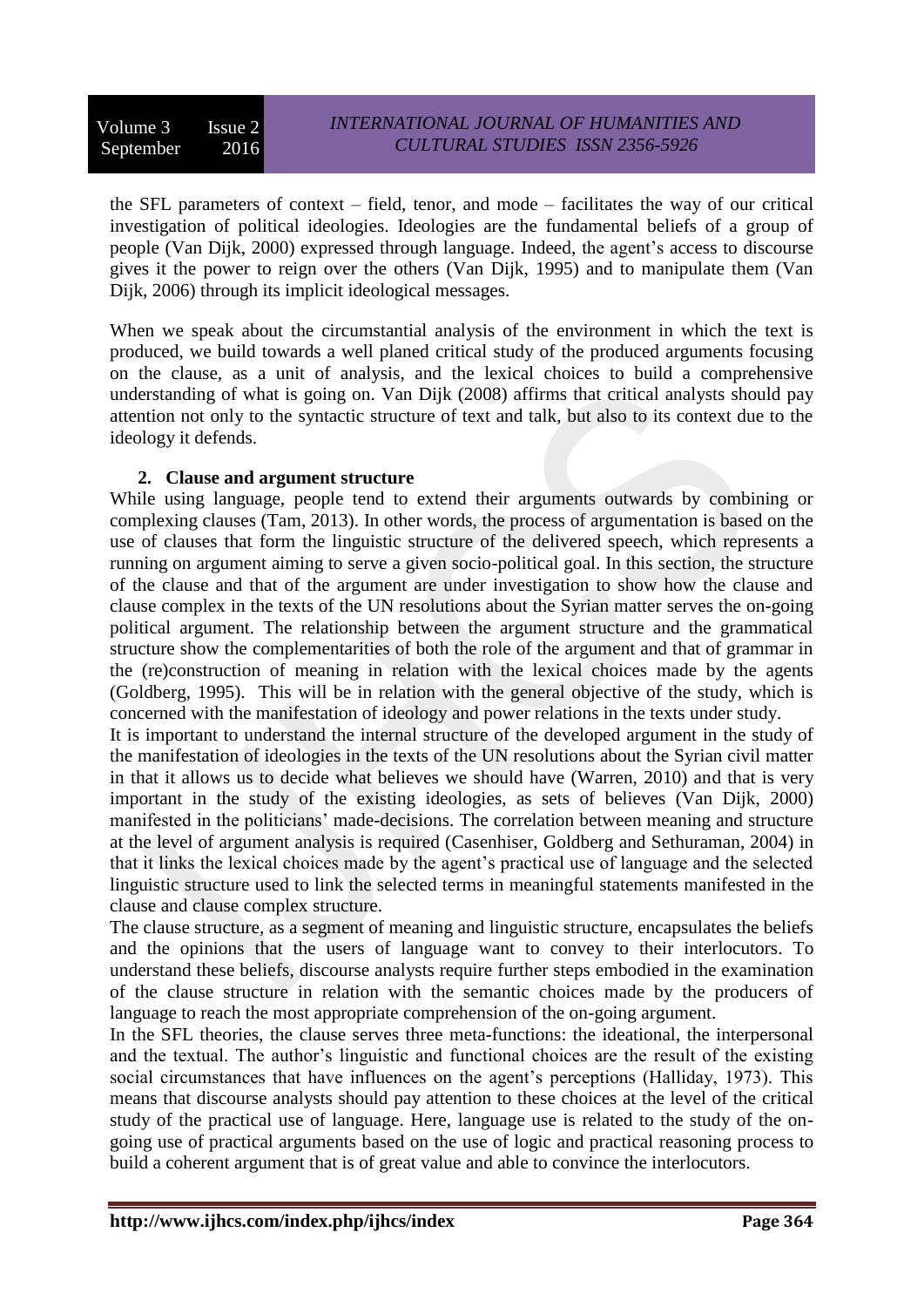the SFL parameters of context – field, tenor, and mode – facilitates the way of our critical investigation of political ideologies. Ideologies are the fundamental beliefs of a group of people (Van Dijk, 2000) expressed through language. Indeed, the agent's access to discourse gives it the power to reign over the others (Van Dijk, 1995) and to manipulate them (Van Dijk, 2006) through its implicit ideological messages.

When we speak about the circumstantial analysis of the environment in which the text is produced, we build towards a well planed critical study of the produced arguments focusing on the clause, as a unit of analysis, and the lexical choices to build a comprehensive understanding of what is going on. Van Dijk (2008) affirms that critical analysts should pay attention not only to the syntactic structure of text and talk, but also to its context due to the ideology it defends.

## 2. Clause and argument structure

While using language, people tend to extend their arguments outwards by combining or complexing clauses (Tam, 2013). In other words, the process of argumentation is based on the use of clauses that form the linguistic structure of the delivered speech, which represents a running on argument aiming to serve a given socio-political goal. In this section, the structure of the clause and that of the argument are under investigation to show how the clause and clause complex in the texts of the UN resolutions about the Syrian matter serves the on-going political argument. The relationship between the argument structure and the grammatical structure show the complementarities of both the role of the argument and that of grammar in the (re)construction of meaning in relation with the lexical choices made by the agents (Goldberg, 1995). This will be in relation with the general objective of the study, which is concerned with the manifestation of ideology and power relations in the texts under study.

It is important to understand the internal structure of the developed argument in the study of the manifestation of ideologies in the texts of the UN resolutions about the Syrian civil matter in that it allows us to decide what believes we should have (Warren, 2010) and that is very important in the study of the existing ideologies, as sets of believes (Van Dijk, 2000) manifested in the politicians' made-decisions. The correlation between meaning and structure at the level of argument analysis is required (Casenhiser, Goldberg and Sethuraman, 2004) in that it links the lexical choices made by the agent's practical use of language and the selected linguistic structure used to link the selected terms in meaningful statements manifested in the clause and clause complex structure.

The clause structure, as a segment of meaning and linguistic structure, encapsulates the beliefs and the opinions that the users of language want to convey to their interlocutors. To understand these beliefs, discourse analysts require further steps embodied in the examination of the clause structure in relation with the semantic choices made by the producers of language to reach the most appropriate comprehension of the on-going argument.

In the SFL theories, the clause serves three meta-functions: the ideational, the interpersonal and the textual. The author's linguistic and functional choices are the result of the existing social circumstances that have influences on the agent's perceptions (Halliday, 1973). This means that discourse analysts should pay attention to these choices at the level of the critical study of the practical use of language. Here, language use is related to the study of the on-going use of practical arguments based on the use of logic and practical reasoning process to build a coherent argument that is of great value and able to convince the interlocutors.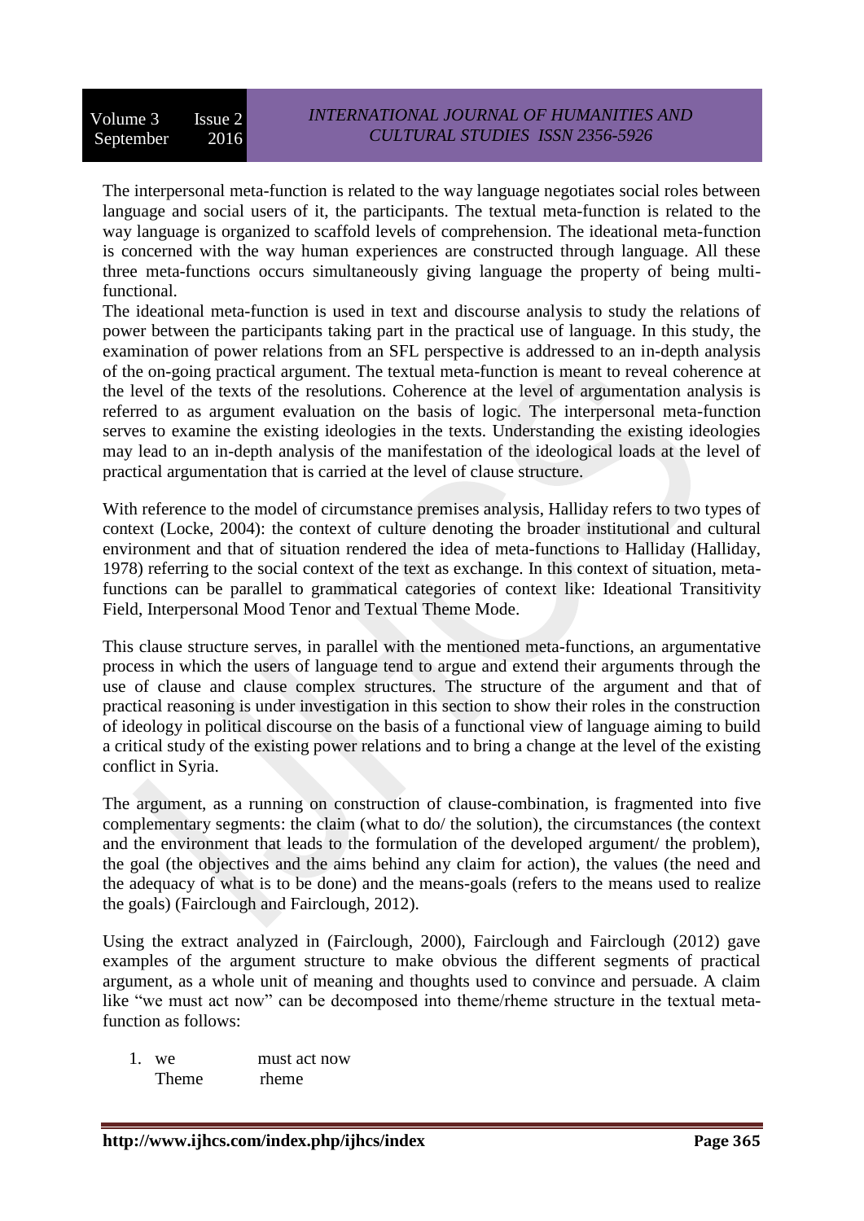The interpersonal meta-function is related to the way language negotiates social roles between language and social users of it, the participants. The textual meta-function is related to the way language is organized to scaffold levels of comprehension. The ideational meta-function is concerned with the way human experiences are constructed through language. All these three meta-functions occurs simultaneously giving language the property of being multi-functional.

The ideational meta-function is used in text and discourse analysis to study the relations of power between the participants taking part in the practical use of language. In this study, the examination of power relations from an SFL perspective is addressed to an in-depth analysis of the on-going practical argument. The textual meta-function is meant to reveal coherence at the level of the texts of the resolutions. Coherence at the level of argumentation analysis is referred to as argument evaluation on the basis of logic. The interpersonal meta-function serves to examine the existing ideologies in the texts. Understanding the existing ideologies may lead to an in-depth analysis of the manifestation of the ideological loads at the level of practical argumentation that is carried at the level of clause structure.

With reference to the model of circumstance premises analysis, Halliday refers to two types of context (Locke, 2004): the context of culture denoting the broader institutional and cultural environment and that of situation rendered the idea of meta-functions to Halliday (Halliday, 1978) referring to the social context of the text as exchange. In this context of situation, meta-functions can be parallel to grammatical categories of context like: Ideational Transitivity Field, Interpersonal Mood Tenor and Textual Theme Mode.

This clause structure serves, in parallel with the mentioned meta-functions, an argumentative process in which the users of language tend to argue and extend their arguments through the use of clause and clause complex structures. The structure of the argument and that of practical reasoning is under investigation in this section to show their roles in the construction of ideology in political discourse on the basis of a functional view of language aiming to build a critical study of the existing power relations and to bring a change at the level of the existing conflict in Syria.

The argument, as a running on construction of clause-combination, is fragmented into five complementary segments: the claim (what to do/ the solution), the circumstances (the context and the environment that leads to the formulation of the developed argument/ the problem), the goal (the objectives and the aims behind any claim for action), the values (the need and the adequacy of what is to be done) and the means-goals (refers to the means used to realize the goals) (Fairclough and Fairclough, 2012).

Using the extract analyzed in (Fairclough, 2000), Fairclough and Fairclough (2012) gave examples of the argument structure to make obvious the different segments of practical argument, as a whole unit of meaning and thoughts used to convince and persuade. A claim like "we must act now" can be decomposed into theme/rheme structure in the textual meta-function as follows:

1. we &nbsp;&nbsp;&nbsp;&nbsp;&nbsp;&nbsp;&nbsp;&nbsp; must act now
   Theme &nbsp;&nbsp;&nbsp; rheme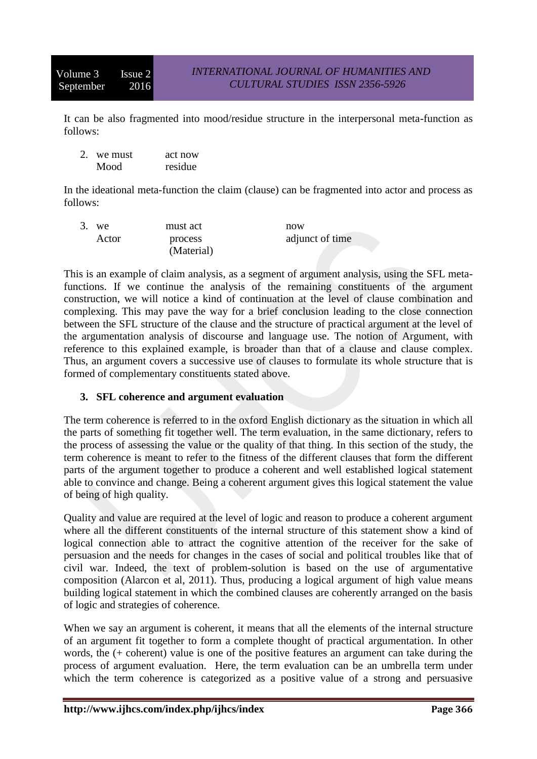It can be also fragmented into mood/residue structure in the interpersonal meta-function as follows:

2. we must &nbsp;&nbsp;&nbsp; act now
   Mood &nbsp;&nbsp;&nbsp; residue

In the ideational meta-function the claim (clause) can be fragmented into actor and process as follows:

3. we &nbsp;&nbsp;&nbsp; must act &nbsp;&nbsp;&nbsp; now
   Actor &nbsp;&nbsp;&nbsp; process (Material) &nbsp;&nbsp;&nbsp; adjunct of time

This is an example of claim analysis, as a segment of argument analysis, using the SFL meta-functions. If we continue the analysis of the remaining constituents of the argument construction, we will notice a kind of continuation at the level of clause combination and complexing. This may pave the way for a brief conclusion leading to the close connection between the SFL structure of the clause and the structure of practical argument at the level of the argumentation analysis of discourse and language use. The notion of Argument, with reference to this explained example, is broader than that of a clause and clause complex. Thus, an argument covers a successive use of clauses to formulate its whole structure that is formed of complementary constituents stated above.

### 3. SFL coherence and argument evaluation

The term coherence is referred to in the oxford English dictionary as the situation in which all the parts of something fit together well. The term evaluation, in the same dictionary, refers to the process of assessing the value or the quality of that thing. In this section of the study, the term coherence is meant to refer to the fitness of the different clauses that form the different parts of the argument together to produce a coherent and well established logical statement able to convince and change. Being a coherent argument gives this logical statement the value of being of high quality.

Quality and value are required at the level of logic and reason to produce a coherent argument where all the different constituents of the internal structure of this statement show a kind of logical connection able to attract the cognitive attention of the receiver for the sake of persuasion and the needs for changes in the cases of social and political troubles like that of civil war. Indeed, the text of problem-solution is based on the use of argumentative composition (Alarcon et al, 2011). Thus, producing a logical argument of high value means building logical statement in which the combined clauses are coherently arranged on the basis of logic and strategies of coherence.

When we say an argument is coherent, it means that all the elements of the internal structure of an argument fit together to form a complete thought of practical argumentation. In other words, the (+ coherent) value is one of the positive features an argument can take during the process of argument evaluation. Here, the term evaluation can be an umbrella term under which the term coherence is categorized as a positive value of a strong and persuasive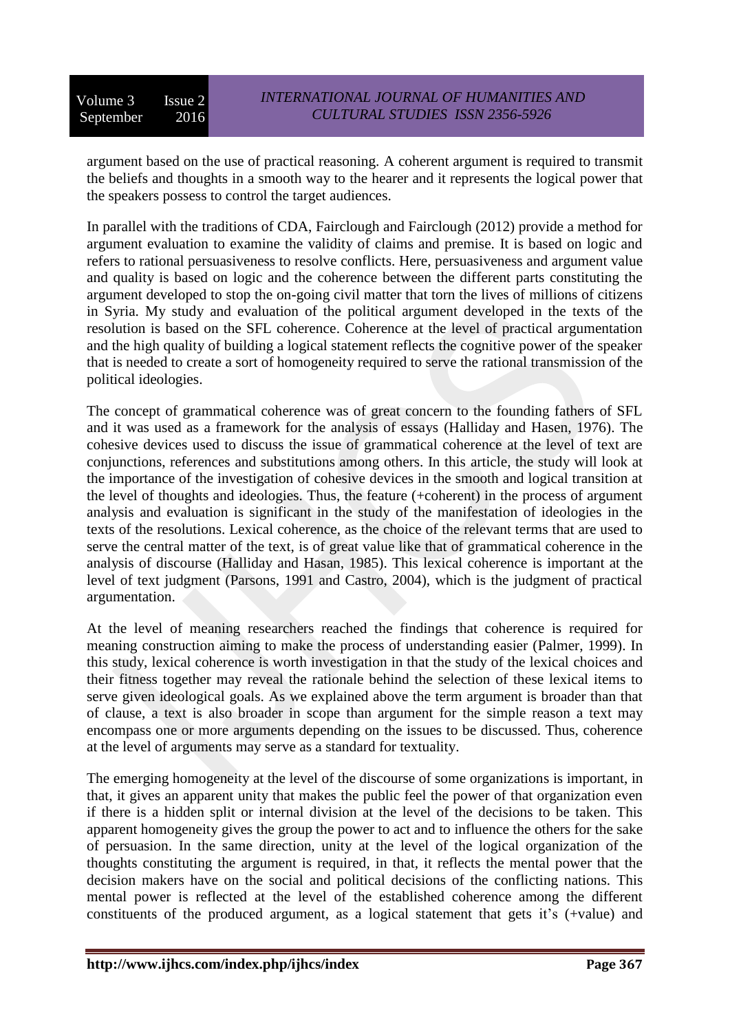argument based on the use of practical reasoning. A coherent argument is required to transmit the beliefs and thoughts in a smooth way to the hearer and it represents the logical power that the speakers possess to control the target audiences.

In parallel with the traditions of CDA, Fairclough and Fairclough (2012) provide a method for argument evaluation to examine the validity of claims and premise. It is based on logic and refers to rational persuasiveness to resolve conflicts. Here, persuasiveness and argument value and quality is based on logic and the coherence between the different parts constituting the argument developed to stop the on-going civil matter that torn the lives of millions of citizens in Syria. My study and evaluation of the political argument developed in the texts of the resolution is based on the SFL coherence. Coherence at the level of practical argumentation and the high quality of building a logical statement reflects the cognitive power of the speaker that is needed to create a sort of homogeneity required to serve the rational transmission of the political ideologies.

The concept of grammatical coherence was of great concern to the founding fathers of SFL and it was used as a framework for the analysis of essays (Halliday and Hasen, 1976). The cohesive devices used to discuss the issue of grammatical coherence at the level of text are conjunctions, references and substitutions among others. In this article, the study will look at the importance of the investigation of cohesive devices in the smooth and logical transition at the level of thoughts and ideologies. Thus, the feature (+coherent) in the process of argument analysis and evaluation is significant in the study of the manifestation of ideologies in the texts of the resolutions. Lexical coherence, as the choice of the relevant terms that are used to serve the central matter of the text, is of great value like that of grammatical coherence in the analysis of discourse (Halliday and Hasan, 1985). This lexical coherence is important at the level of text judgment (Parsons, 1991 and Castro, 2004), which is the judgment of practical argumentation.

At the level of meaning researchers reached the findings that coherence is required for meaning construction aiming to make the process of understanding easier (Palmer, 1999). In this study, lexical coherence is worth investigation in that the study of the lexical choices and their fitness together may reveal the rationale behind the selection of these lexical items to serve given ideological goals. As we explained above the term argument is broader than that of clause, a text is also broader in scope than argument for the simple reason a text may encompass one or more arguments depending on the issues to be discussed. Thus, coherence at the level of arguments may serve as a standard for textuality.

The emerging homogeneity at the level of the discourse of some organizations is important, in that, it gives an apparent unity that makes the public feel the power of that organization even if there is a hidden split or internal division at the level of the decisions to be taken. This apparent homogeneity gives the group the power to act and to influence the others for the sake of persuasion. In the same direction, unity at the level of the logical organization of the thoughts constituting the argument is required, in that, it reflects the mental power that the decision makers have on the social and political decisions of the conflicting nations. This mental power is reflected at the level of the established coherence among the different constituents of the produced argument, as a logical statement that gets it's (+value) and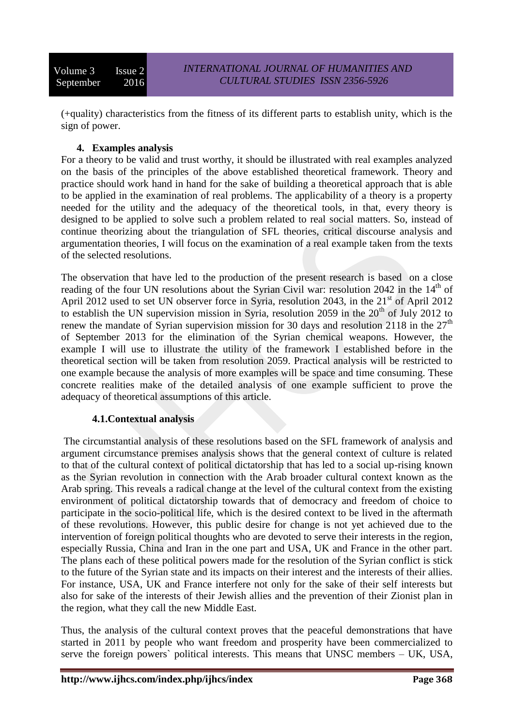(+quality) characteristics from the fitness of its different parts to establish unity, which is the sign of power.

## 4. Examples analysis

For a theory to be valid and trust worthy, it should be illustrated with real examples analyzed on the basis of the principles of the above established theoretical framework. Theory and practice should work hand in hand for the sake of building a theoretical approach that is able to be applied in the examination of real problems. The applicability of a theory is a property needed for the utility and the adequacy of the theoretical tools, in that, every theory is designed to be applied to solve such a problem related to real social matters. So, instead of continue theorizing about the triangulation of SFL theories, critical discourse analysis and argumentation theories, I will focus on the examination of a real example taken from the texts of the selected resolutions.

The observation that have led to the production of the present research is based on a close reading of the four UN resolutions about the Syrian Civil war: resolution 2042 in the 14th of April 2012 used to set UN observer force in Syria, resolution 2043, in the 21st of April 2012 to establish the UN supervision mission in Syria, resolution 2059 in the 20th of July 2012 to renew the mandate of Syrian supervision mission for 30 days and resolution 2118 in the 27th of September 2013 for the elimination of the Syrian chemical weapons. However, the example I will use to illustrate the utility of the framework I established before in the theoretical section will be taken from resolution 2059. Practical analysis will be restricted to one example because the analysis of more examples will be space and time consuming. These concrete realities make of the detailed analysis of one example sufficient to prove the adequacy of theoretical assumptions of this article.

### 4.1. Contextual analysis

The circumstantial analysis of these resolutions based on the SFL framework of analysis and argument circumstance premises analysis shows that the general context of culture is related to that of the cultural context of political dictatorship that has led to a social up-rising known as the Syrian revolution in connection with the Arab broader cultural context known as the Arab spring. This reveals a radical change at the level of the cultural context from the existing environment of political dictatorship towards that of democracy and freedom of choice to participate in the socio-political life, which is the desired context to be lived in the aftermath of these revolutions. However, this public desire for change is not yet achieved due to the intervention of foreign political thoughts who are devoted to serve their interests in the region, especially Russia, China and Iran in the one part and USA, UK and France in the other part. The plans each of these political powers made for the resolution of the Syrian conflict is stick to the future of the Syrian state and its impacts on their interest and the interests of their allies. For instance, USA, UK and France interfere not only for the sake of their self interests but also for sake of the interests of their Jewish allies and the prevention of their Zionist plan in the region, what they call the new Middle East.

Thus, the analysis of the cultural context proves that the peaceful demonstrations that have started in 2011 by people who want freedom and prosperity have been commercialized to serve the foreign powers` political interests. This means that UNSC members – UK, USA,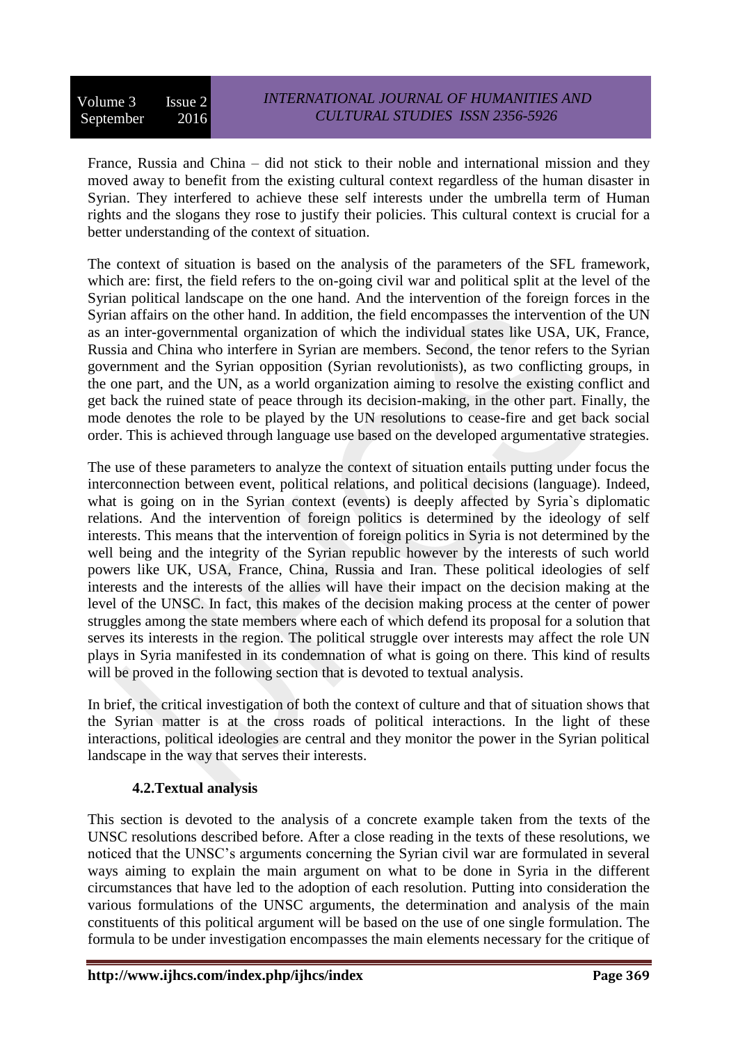France, Russia and China – did not stick to their noble and international mission and they moved away to benefit from the existing cultural context regardless of the human disaster in Syrian. They interfered to achieve these self interests under the umbrella term of Human rights and the slogans they rose to justify their policies. This cultural context is crucial for a better understanding of the context of situation.

The context of situation is based on the analysis of the parameters of the SFL framework, which are: first, the field refers to the on-going civil war and political split at the level of the Syrian political landscape on the one hand. And the intervention of the foreign forces in the Syrian affairs on the other hand. In addition, the field encompasses the intervention of the UN as an inter-governmental organization of which the individual states like USA, UK, France, Russia and China who interfere in Syrian are members. Second, the tenor refers to the Syrian government and the Syrian opposition (Syrian revolutionists), as two conflicting groups, in the one part, and the UN, as a world organization aiming to resolve the existing conflict and get back the ruined state of peace through its decision-making, in the other part. Finally, the mode denotes the role to be played by the UN resolutions to cease-fire and get back social order. This is achieved through language use based on the developed argumentative strategies.

The use of these parameters to analyze the context of situation entails putting under focus the interconnection between event, political relations, and political decisions (language). Indeed, what is going on in the Syrian context (events) is deeply affected by Syria`s diplomatic relations. And the intervention of foreign politics is determined by the ideology of self interests. This means that the intervention of foreign politics in Syria is not determined by the well being and the integrity of the Syrian republic however by the interests of such world powers like UK, USA, France, China, Russia and Iran. These political ideologies of self interests and the interests of the allies will have their impact on the decision making at the level of the UNSC. In fact, this makes of the decision making process at the center of power struggles among the state members where each of which defend its proposal for a solution that serves its interests in the region. The political struggle over interests may affect the role UN plays in Syria manifested in its condemnation of what is going on there. This kind of results will be proved in the following section that is devoted to textual analysis.

In brief, the critical investigation of both the context of culture and that of situation shows that the Syrian matter is at the cross roads of political interactions. In the light of these interactions, political ideologies are central and they monitor the power in the Syrian political landscape in the way that serves their interests.

### 4.2.Textual analysis

This section is devoted to the analysis of a concrete example taken from the texts of the UNSC resolutions described before. After a close reading in the texts of these resolutions, we noticed that the UNSC's arguments concerning the Syrian civil war are formulated in several ways aiming to explain the main argument on what to be done in Syria in the different circumstances that have led to the adoption of each resolution. Putting into consideration the various formulations of the UNSC arguments, the determination and analysis of the main constituents of this political argument will be based on the use of one single formulation. The formula to be under investigation encompasses the main elements necessary for the critique of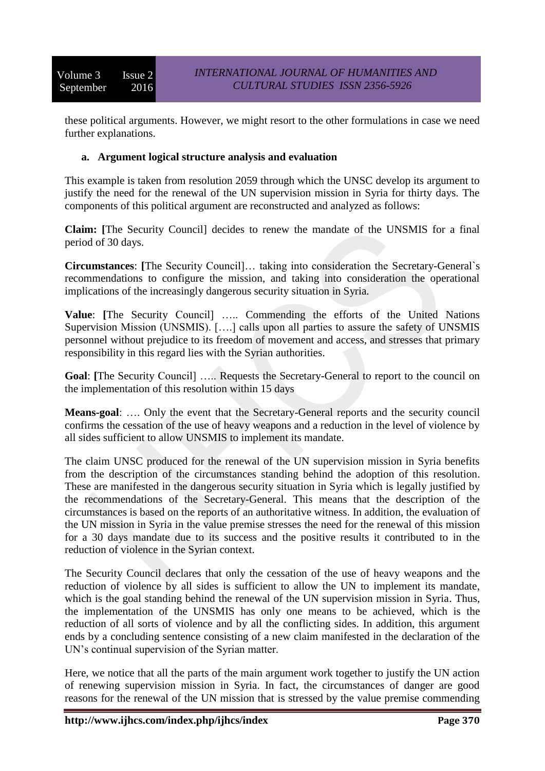these political arguments. However, we might resort to the other formulations in case we need further explanations.

#### a. Argument logical structure analysis and evaluation

This example is taken from resolution 2059 through which the UNSC develop its argument to justify the need for the renewal of the UN supervision mission in Syria for thirty days. The components of this political argument are reconstructed and analyzed as follows:

**Claim: [**The Security Council] decides to renew the mandate of the UNSMIS for a final period of 30 days.

**Circumstances**: **[**The Security Council]… taking into consideration the Secretary-General`s recommendations to configure the mission, and taking into consideration the operational implications of the increasingly dangerous security situation in Syria.

**Value**: **[**The Security Council] ….. Commending the efforts of the United Nations Supervision Mission (UNSMIS). [….] calls upon all parties to assure the safety of UNSMIS personnel without prejudice to its freedom of movement and access, and stresses that primary responsibility in this regard lies with the Syrian authorities.

**Goal**: **[**The Security Council] ….. Requests the Secretary-General to report to the council on the implementation of this resolution within 15 days

**Means-goal**: …. Only the event that the Secretary-General reports and the security council confirms the cessation of the use of heavy weapons and a reduction in the level of violence by all sides sufficient to allow UNSMIS to implement its mandate.

The claim UNSC produced for the renewal of the UN supervision mission in Syria benefits from the description of the circumstances standing behind the adoption of this resolution. These are manifested in the dangerous security situation in Syria which is legally justified by the recommendations of the Secretary-General. This means that the description of the circumstances is based on the reports of an authoritative witness. In addition, the evaluation of the UN mission in Syria in the value premise stresses the need for the renewal of this mission for a 30 days mandate due to its success and the positive results it contributed to in the reduction of violence in the Syrian context.

The Security Council declares that only the cessation of the use of heavy weapons and the reduction of violence by all sides is sufficient to allow the UN to implement its mandate, which is the goal standing behind the renewal of the UN supervision mission in Syria. Thus, the implementation of the UNSMIS has only one means to be achieved, which is the reduction of all sorts of violence and by all the conflicting sides. In addition, this argument ends by a concluding sentence consisting of a new claim manifested in the declaration of the UN's continual supervision of the Syrian matter.

Here, we notice that all the parts of the main argument work together to justify the UN action of renewing supervision mission in Syria. In fact, the circumstances of danger are good reasons for the renewal of the UN mission that is stressed by the value premise commending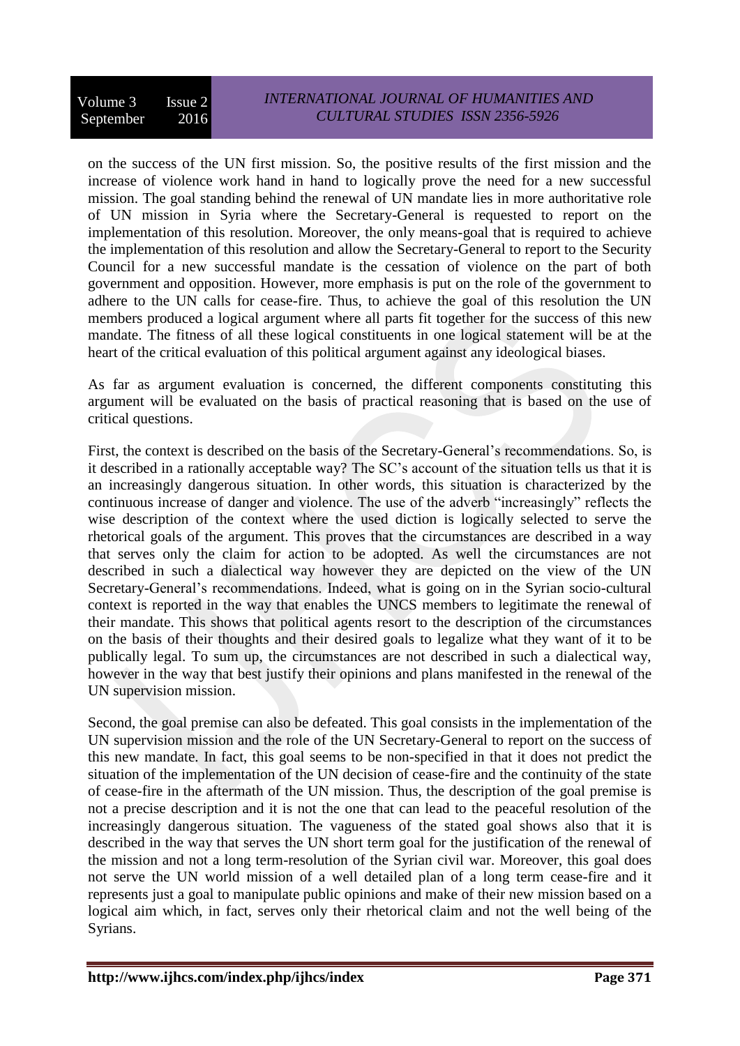on the success of the UN first mission. So, the positive results of the first mission and the increase of violence work hand in hand to logically prove the need for a new successful mission. The goal standing behind the renewal of UN mandate lies in more authoritative role of UN mission in Syria where the Secretary-General is requested to report on the implementation of this resolution. Moreover, the only means-goal that is required to achieve the implementation of this resolution and allow the Secretary-General to report to the Security Council for a new successful mandate is the cessation of violence on the part of both government and opposition. However, more emphasis is put on the role of the government to adhere to the UN calls for cease-fire. Thus, to achieve the goal of this resolution the UN members produced a logical argument where all parts fit together for the success of this new mandate. The fitness of all these logical constituents in one logical statement will be at the heart of the critical evaluation of this political argument against any ideological biases.

As far as argument evaluation is concerned, the different components constituting this argument will be evaluated on the basis of practical reasoning that is based on the use of critical questions.

First, the context is described on the basis of the Secretary-General's recommendations. So, is it described in a rationally acceptable way? The SC's account of the situation tells us that it is an increasingly dangerous situation. In other words, this situation is characterized by the continuous increase of danger and violence. The use of the adverb "increasingly" reflects the wise description of the context where the used diction is logically selected to serve the rhetorical goals of the argument. This proves that the circumstances are described in a way that serves only the claim for action to be adopted. As well the circumstances are not described in such a dialectical way however they are depicted on the view of the UN Secretary-General's recommendations. Indeed, what is going on in the Syrian socio-cultural context is reported in the way that enables the UNCS members to legitimate the renewal of their mandate. This shows that political agents resort to the description of the circumstances on the basis of their thoughts and their desired goals to legalize what they want of it to be publically legal. To sum up, the circumstances are not described in such a dialectical way, however in the way that best justify their opinions and plans manifested in the renewal of the UN supervision mission.

Second, the goal premise can also be defeated. This goal consists in the implementation of the UN supervision mission and the role of the UN Secretary-General to report on the success of this new mandate. In fact, this goal seems to be non-specified in that it does not predict the situation of the implementation of the UN decision of cease-fire and the continuity of the state of cease-fire in the aftermath of the UN mission. Thus, the description of the goal premise is not a precise description and it is not the one that can lead to the peaceful resolution of the increasingly dangerous situation. The vagueness of the stated goal shows also that it is described in the way that serves the UN short term goal for the justification of the renewal of the mission and not a long term-resolution of the Syrian civil war. Moreover, this goal does not serve the UN world mission of a well detailed plan of a long term cease-fire and it represents just a goal to manipulate public opinions and make of their new mission based on a logical aim which, in fact, serves only their rhetorical claim and not the well being of the Syrians.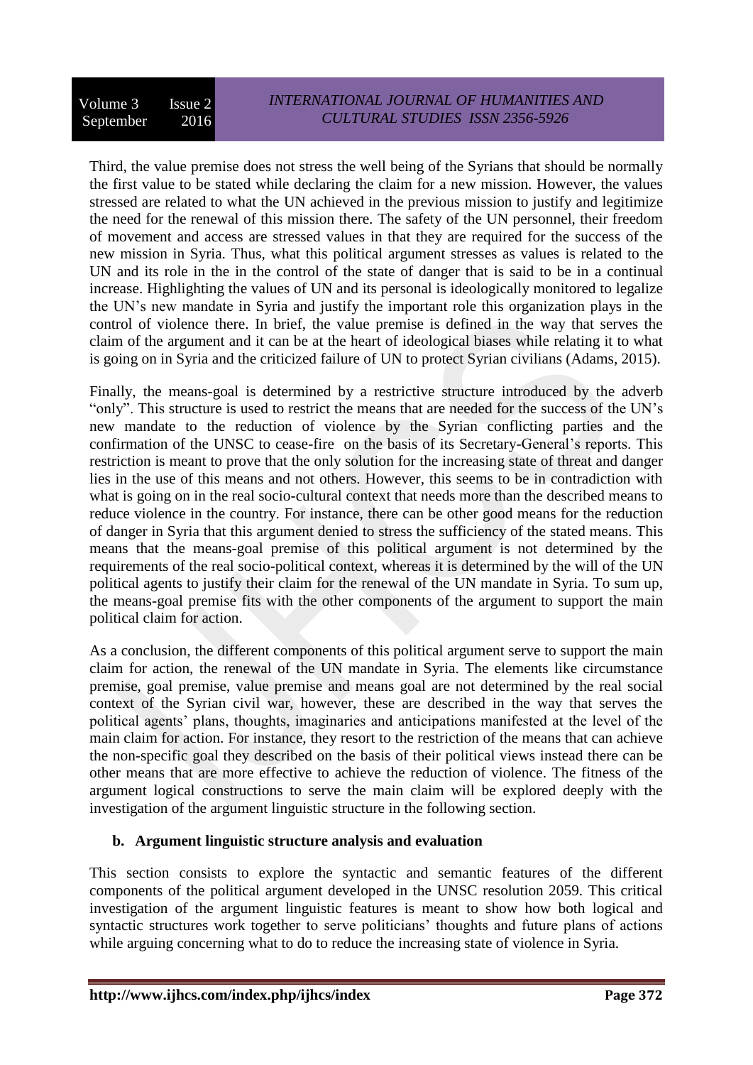Third, the value premise does not stress the well being of the Syrians that should be normally the first value to be stated while declaring the claim for a new mission. However, the values stressed are related to what the UN achieved in the previous mission to justify and legitimize the need for the renewal of this mission there. The safety of the UN personnel, their freedom of movement and access are stressed values in that they are required for the success of the new mission in Syria. Thus, what this political argument stresses as values is related to the UN and its role in the in the control of the state of danger that is said to be in a continual increase. Highlighting the values of UN and its personal is ideologically monitored to legalize the UN's new mandate in Syria and justify the important role this organization plays in the control of violence there. In brief, the value premise is defined in the way that serves the claim of the argument and it can be at the heart of ideological biases while relating it to what is going on in Syria and the criticized failure of UN to protect Syrian civilians (Adams, 2015).

Finally, the means-goal is determined by a restrictive structure introduced by the adverb "only". This structure is used to restrict the means that are needed for the success of the UN's new mandate to the reduction of violence by the Syrian conflicting parties and the confirmation of the UNSC to cease-fire on the basis of its Secretary-General's reports. This restriction is meant to prove that the only solution for the increasing state of threat and danger lies in the use of this means and not others. However, this seems to be in contradiction with what is going on in the real socio-cultural context that needs more than the described means to reduce violence in the country. For instance, there can be other good means for the reduction of danger in Syria that this argument denied to stress the sufficiency of the stated means. This means that the means-goal premise of this political argument is not determined by the requirements of the real socio-political context, whereas it is determined by the will of the UN political agents to justify their claim for the renewal of the UN mandate in Syria. To sum up, the means-goal premise fits with the other components of the argument to support the main political claim for action.

As a conclusion, the different components of this political argument serve to support the main claim for action, the renewal of the UN mandate in Syria. The elements like circumstance premise, goal premise, value premise and means goal are not determined by the real social context of the Syrian civil war, however, these are described in the way that serves the political agents' plans, thoughts, imaginaries and anticipations manifested at the level of the main claim for action. For instance, they resort to the restriction of the means that can achieve the non-specific goal they described on the basis of their political views instead there can be other means that are more effective to achieve the reduction of violence. The fitness of the argument logical constructions to serve the main claim will be explored deeply with the investigation of the argument linguistic structure in the following section.

### b. Argument linguistic structure analysis and evaluation

This section consists to explore the syntactic and semantic features of the different components of the political argument developed in the UNSC resolution 2059. This critical investigation of the argument linguistic features is meant to show how both logical and syntactic structures work together to serve politicians' thoughts and future plans of actions while arguing concerning what to do to reduce the increasing state of violence in Syria.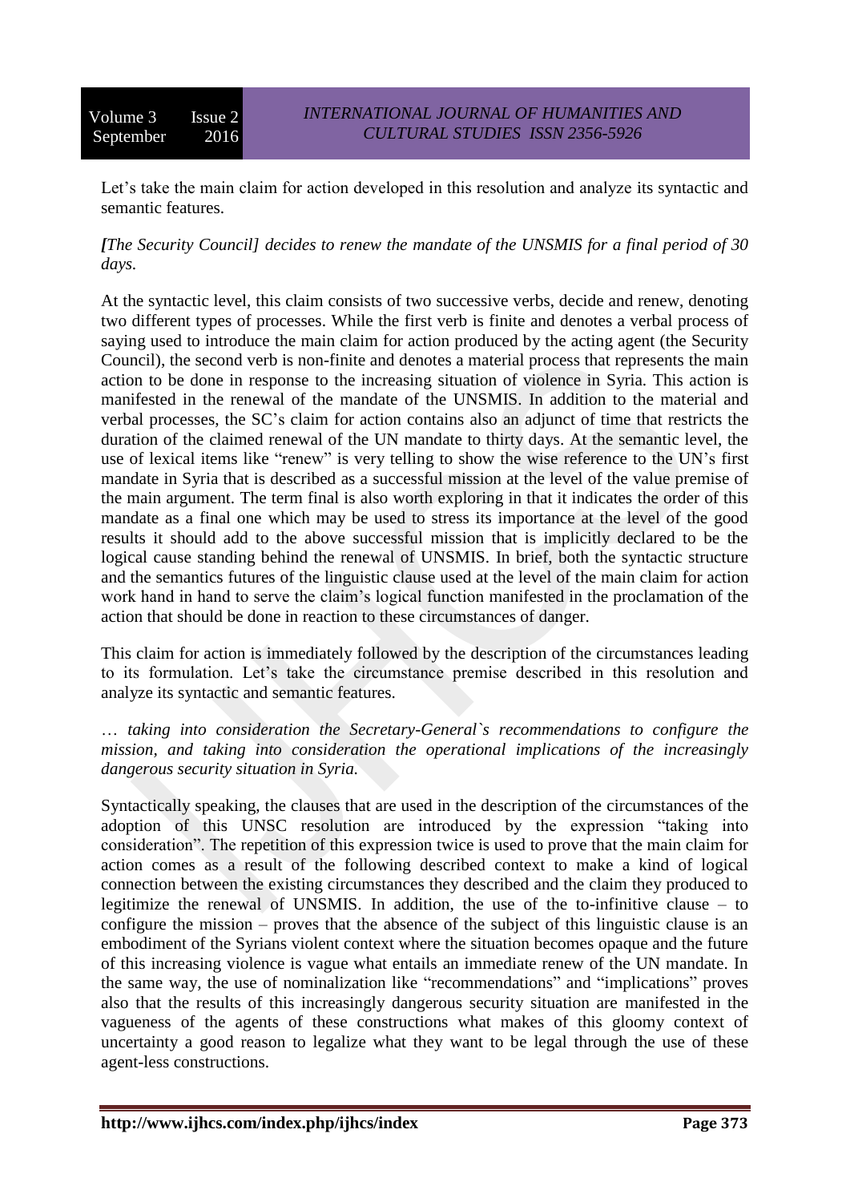Let's take the main claim for action developed in this resolution and analyze its syntactic and semantic features.

*[The Security Council] decides to renew the mandate of the UNSMIS for a final period of 30 days.*

At the syntactic level, this claim consists of two successive verbs, decide and renew, denoting two different types of processes. While the first verb is finite and denotes a verbal process of saying used to introduce the main claim for action produced by the acting agent (the Security Council), the second verb is non-finite and denotes a material process that represents the main action to be done in response to the increasing situation of violence in Syria. This action is manifested in the renewal of the mandate of the UNSMIS. In addition to the material and verbal processes, the SC's claim for action contains also an adjunct of time that restricts the duration of the claimed renewal of the UN mandate to thirty days. At the semantic level, the use of lexical items like "renew" is very telling to show the wise reference to the UN's first mandate in Syria that is described as a successful mission at the level of the value premise of the main argument. The term final is also worth exploring in that it indicates the order of this mandate as a final one which may be used to stress its importance at the level of the good results it should add to the above successful mission that is implicitly declared to be the logical cause standing behind the renewal of UNSMIS. In brief, both the syntactic structure and the semantics futures of the linguistic clause used at the level of the main claim for action work hand in hand to serve the claim's logical function manifested in the proclamation of the action that should be done in reaction to these circumstances of danger.

This claim for action is immediately followed by the description of the circumstances leading to its formulation. Let's take the circumstance premise described in this resolution and analyze its syntactic and semantic features.

*… taking into consideration the Secretary-General`s recommendations to configure the mission, and taking into consideration the operational implications of the increasingly dangerous security situation in Syria.*

Syntactically speaking, the clauses that are used in the description of the circumstances of the adoption of this UNSC resolution are introduced by the expression "taking into consideration". The repetition of this expression twice is used to prove that the main claim for action comes as a result of the following described context to make a kind of logical connection between the existing circumstances they described and the claim they produced to legitimize the renewal of UNSMIS. In addition, the use of the to-infinitive clause – to configure the mission – proves that the absence of the subject of this linguistic clause is an embodiment of the Syrians violent context where the situation becomes opaque and the future of this increasing violence is vague what entails an immediate renew of the UN mandate. In the same way, the use of nominalization like "recommendations" and "implications" proves also that the results of this increasingly dangerous security situation are manifested in the vagueness of the agents of these constructions what makes of this gloomy context of uncertainty a good reason to legalize what they want to be legal through the use of these agent-less constructions.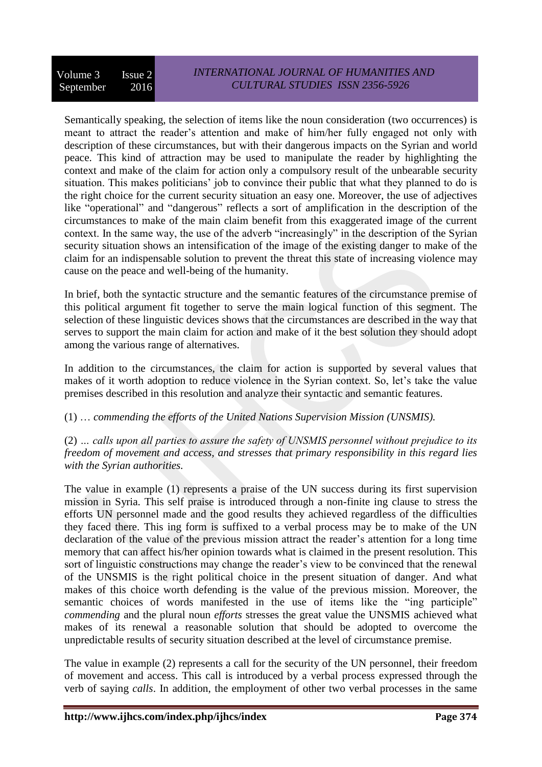Semantically speaking, the selection of items like the noun consideration (two occurrences) is meant to attract the reader's attention and make of him/her fully engaged not only with description of these circumstances, but with their dangerous impacts on the Syrian and world peace. This kind of attraction may be used to manipulate the reader by highlighting the context and make of the claim for action only a compulsory result of the unbearable security situation. This makes politicians' job to convince their public that what they planned to do is the right choice for the current security situation an easy one. Moreover, the use of adjectives like "operational" and "dangerous" reflects a sort of amplification in the description of the circumstances to make of the main claim benefit from this exaggerated image of the current context. In the same way, the use of the adverb "increasingly" in the description of the Syrian security situation shows an intensification of the image of the existing danger to make of the claim for an indispensable solution to prevent the threat this state of increasing violence may cause on the peace and well-being of the humanity.

In brief, both the syntactic structure and the semantic features of the circumstance premise of this political argument fit together to serve the main logical function of this segment. The selection of these linguistic devices shows that the circumstances are described in the way that serves to support the main claim for action and make of it the best solution they should adopt among the various range of alternatives.

In addition to the circumstances, the claim for action is supported by several values that makes of it worth adoption to reduce violence in the Syrian context. So, let's take the value premises described in this resolution and analyze their syntactic and semantic features.

(1) … *commending the efforts of the United Nations Supervision Mission (UNSMIS).*

(2) *… calls upon all parties to assure the safety of UNSMIS personnel without prejudice to its freedom of movement and access, and stresses that primary responsibility in this regard lies with the Syrian authorities.*

The value in example (1) represents a praise of the UN success during its first supervision mission in Syria. This self praise is introduced through a non-finite ing clause to stress the efforts UN personnel made and the good results they achieved regardless of the difficulties they faced there. This ing form is suffixed to a verbal process may be to make of the UN declaration of the value of the previous mission attract the reader's attention for a long time memory that can affect his/her opinion towards what is claimed in the present resolution. This sort of linguistic constructions may change the reader's view to be convinced that the renewal of the UNSMIS is the right political choice in the present situation of danger. And what makes of this choice worth defending is the value of the previous mission. Moreover, the semantic choices of words manifested in the use of items like the "ing participle" *commending* and the plural noun *efforts* stresses the great value the UNSMIS achieved what makes of its renewal a reasonable solution that should be adopted to overcome the unpredictable results of security situation described at the level of circumstance premise.

The value in example (2) represents a call for the security of the UN personnel, their freedom of movement and access. This call is introduced by a verbal process expressed through the verb of saying *calls*. In addition, the employment of other two verbal processes in the same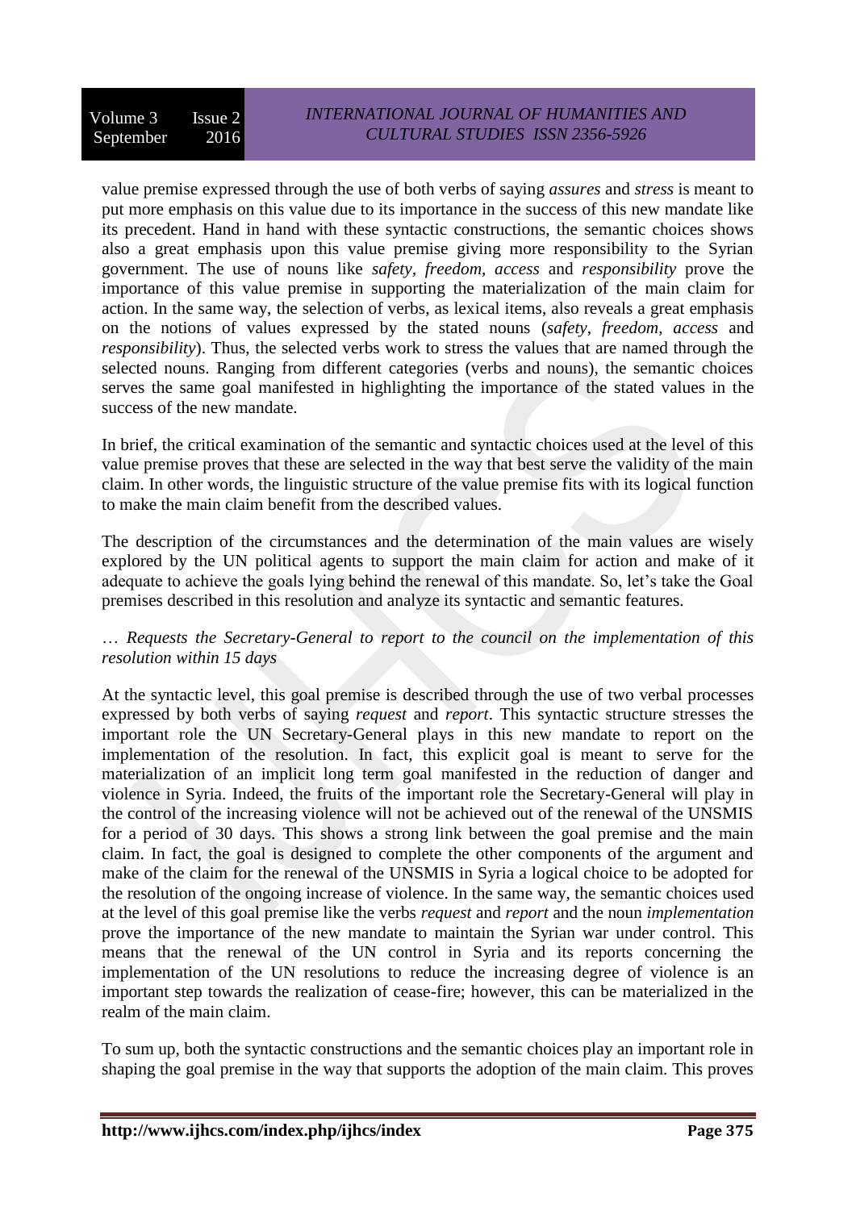value premise expressed through the use of both verbs of saying *assures* and *stress* is meant to put more emphasis on this value due to its importance in the success of this new mandate like its precedent. Hand in hand with these syntactic constructions, the semantic choices shows also a great emphasis upon this value premise giving more responsibility to the Syrian government. The use of nouns like *safety, freedom, access* and *responsibility* prove the importance of this value premise in supporting the materialization of the main claim for action. In the same way, the selection of verbs, as lexical items, also reveals a great emphasis on the notions of values expressed by the stated nouns (*safety, freedom, access* and *responsibility*). Thus, the selected verbs work to stress the values that are named through the selected nouns. Ranging from different categories (verbs and nouns), the semantic choices serves the same goal manifested in highlighting the importance of the stated values in the success of the new mandate.

In brief, the critical examination of the semantic and syntactic choices used at the level of this value premise proves that these are selected in the way that best serve the validity of the main claim. In other words, the linguistic structure of the value premise fits with its logical function to make the main claim benefit from the described values.

The description of the circumstances and the determination of the main values are wisely explored by the UN political agents to support the main claim for action and make of it adequate to achieve the goals lying behind the renewal of this mandate. So, let's take the Goal premises described in this resolution and analyze its syntactic and semantic features.

*… Requests the Secretary-General to report to the council on the implementation of this resolution within 15 days*

At the syntactic level, this goal premise is described through the use of two verbal processes expressed by both verbs of saying *request* and *report*. This syntactic structure stresses the important role the UN Secretary-General plays in this new mandate to report on the implementation of the resolution. In fact, this explicit goal is meant to serve for the materialization of an implicit long term goal manifested in the reduction of danger and violence in Syria. Indeed, the fruits of the important role the Secretary-General will play in the control of the increasing violence will not be achieved out of the renewal of the UNSMIS for a period of 30 days. This shows a strong link between the goal premise and the main claim. In fact, the goal is designed to complete the other components of the argument and make of the claim for the renewal of the UNSMIS in Syria a logical choice to be adopted for the resolution of the ongoing increase of violence. In the same way, the semantic choices used at the level of this goal premise like the verbs *request* and *report* and the noun *implementation* prove the importance of the new mandate to maintain the Syrian war under control. This means that the renewal of the UN control in Syria and its reports concerning the implementation of the UN resolutions to reduce the increasing degree of violence is an important step towards the realization of cease-fire; however, this can be materialized in the realm of the main claim.

To sum up, both the syntactic constructions and the semantic choices play an important role in shaping the goal premise in the way that supports the adoption of the main claim. This proves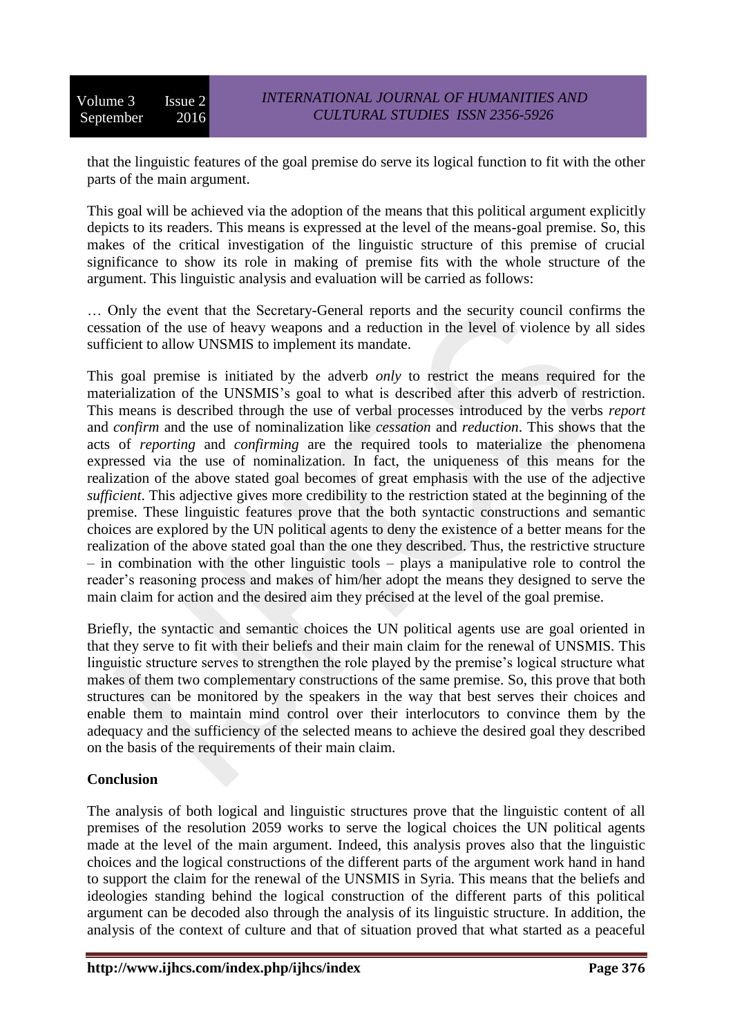that the linguistic features of the goal premise do serve its logical function to fit with the other parts of the main argument.

This goal will be achieved via the adoption of the means that this political argument explicitly depicts to its readers. This means is expressed at the level of the means-goal premise. So, this makes of the critical investigation of the linguistic structure of this premise of crucial significance to show its role in making of premise fits with the whole structure of the argument. This linguistic analysis and evaluation will be carried as follows:

… Only the event that the Secretary-General reports and the security council confirms the cessation of the use of heavy weapons and a reduction in the level of violence by all sides sufficient to allow UNSMIS to implement its mandate.

This goal premise is initiated by the adverb *only* to restrict the means required for the materialization of the UNSMIS's goal to what is described after this adverb of restriction. This means is described through the use of verbal processes introduced by the verbs *report* and *confirm* and the use of nominalization like *cessation* and *reduction*. This shows that the acts of *reporting* and *confirming* are the required tools to materialize the phenomena expressed via the use of nominalization. In fact, the uniqueness of this means for the realization of the above stated goal becomes of great emphasis with the use of the adjective *sufficient*. This adjective gives more credibility to the restriction stated at the beginning of the premise. These linguistic features prove that the both syntactic constructions and semantic choices are explored by the UN political agents to deny the existence of a better means for the realization of the above stated goal than the one they described. Thus, the restrictive structure – in combination with the other linguistic tools – plays a manipulative role to control the reader's reasoning process and makes of him/her adopt the means they designed to serve the main claim for action and the desired aim they précised at the level of the goal premise.

Briefly, the syntactic and semantic choices the UN political agents use are goal oriented in that they serve to fit with their beliefs and their main claim for the renewal of UNSMIS. This linguistic structure serves to strengthen the role played by the premise's logical structure what makes of them two complementary constructions of the same premise. So, this prove that both structures can be monitored by the speakers in the way that best serves their choices and enable them to maintain mind control over their interlocutors to convince them by the adequacy and the sufficiency of the selected means to achieve the desired goal they described on the basis of the requirements of their main claim.

## Conclusion

The analysis of both logical and linguistic structures prove that the linguistic content of all premises of the resolution 2059 works to serve the logical choices the UN political agents made at the level of the main argument. Indeed, this analysis proves also that the linguistic choices and the logical constructions of the different parts of the argument work hand in hand to support the claim for the renewal of the UNSMIS in Syria. This means that the beliefs and ideologies standing behind the logical construction of the different parts of this political argument can be decoded also through the analysis of its linguistic structure. In addition, the analysis of the context of culture and that of situation proved that what started as a peaceful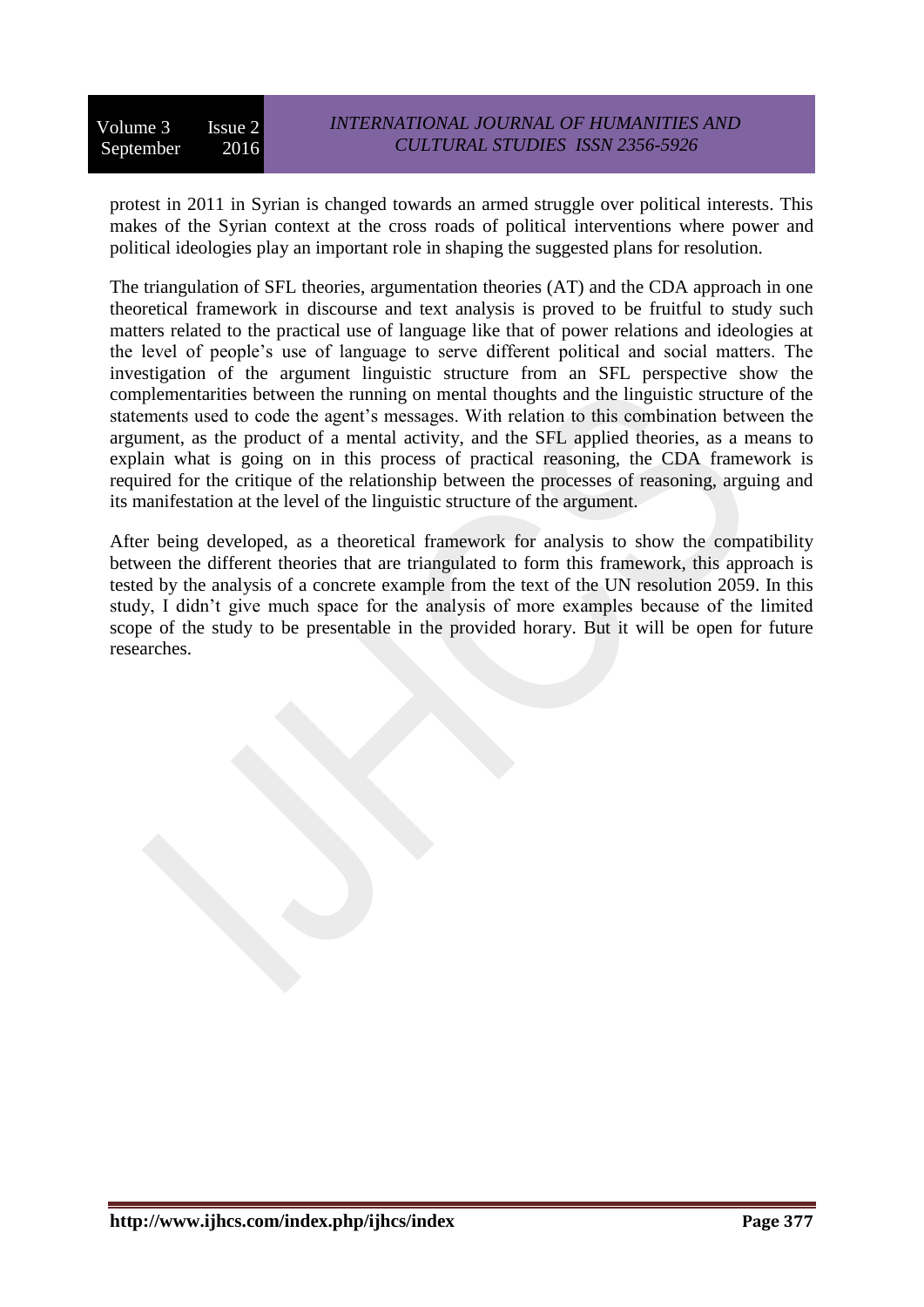protest in 2011 in Syrian is changed towards an armed struggle over political interests. This makes of the Syrian context at the cross roads of political interventions where power and political ideologies play an important role in shaping the suggested plans for resolution.

The triangulation of SFL theories, argumentation theories (AT) and the CDA approach in one theoretical framework in discourse and text analysis is proved to be fruitful to study such matters related to the practical use of language like that of power relations and ideologies at the level of people's use of language to serve different political and social matters. The investigation of the argument linguistic structure from an SFL perspective show the complementarities between the running on mental thoughts and the linguistic structure of the statements used to code the agent's messages. With relation to this combination between the argument, as the product of a mental activity, and the SFL applied theories, as a means to explain what is going on in this process of practical reasoning, the CDA framework is required for the critique of the relationship between the processes of reasoning, arguing and its manifestation at the level of the linguistic structure of the argument.

After being developed, as a theoretical framework for analysis to show the compatibility between the different theories that are triangulated to form this framework, this approach is tested by the analysis of a concrete example from the text of the UN resolution 2059. In this study, I didn't give much space for the analysis of more examples because of the limited scope of the study to be presentable in the provided horary. But it will be open for future researches.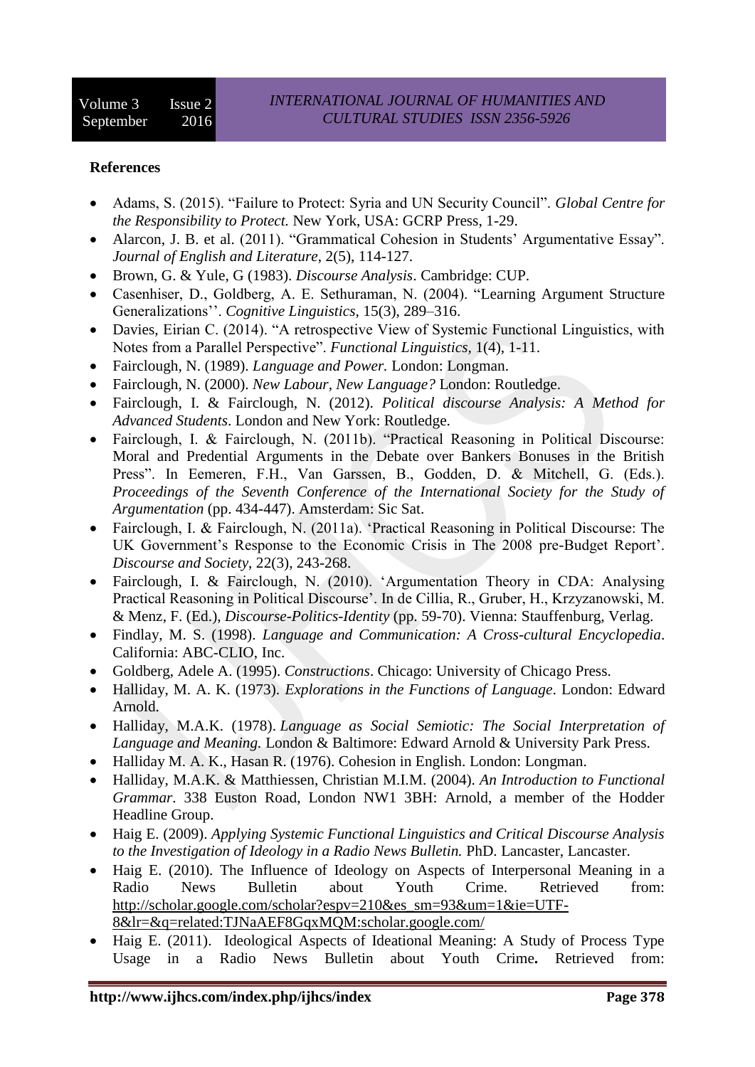**References**

- Adams, S. (2015). “Failure to Protect: Syria and UN Security Council”. *Global Centre for the Responsibility to Protect.* New York, USA: GCRP Press, 1-29.
- Alarcon, J. B. et al. (2011). “Grammatical Cohesion in Students’ Argumentative Essay”. *Journal of English and Literature*, 2(5), 114-127.
- Brown, G. & Yule, G (1983). *Discourse Analysis*. Cambridge: CUP.
- Casenhiser, D., Goldberg, A. E. Sethuraman, N. (2004). “Learning Argument Structure Generalizations’’. *Cognitive Linguistics,* 15(3), 289–316.
- Davies, Eirian C. (2014). “A retrospective View of Systemic Functional Linguistics, with Notes from a Parallel Perspective”. *Functional Linguistics,* 1(4), 1-11.
- Fairclough, N. (1989). *Language and Power.* London: Longman.
- Fairclough, N. (2000). *New Labour, New Language?* London: Routledge.
- Fairclough, I. & Fairclough, N. (2012). *Political discourse Analysis: A Method for Advanced Students*. London and New York: Routledge.
- Fairclough, I. & Fairclough, N. (2011b). “Practical Reasoning in Political Discourse: Moral and Predential Arguments in the Debate over Bankers Bonuses in the British Press”. In Eemeren, F.H., Van Garssen, B., Godden, D. & Mitchell, G. (Eds.). *Proceedings of the Seventh Conference of the International Society for the Study of Argumentation* (pp. 434-447). Amsterdam: Sic Sat.
- Fairclough, I. & Fairclough, N. (2011a). ‘Practical Reasoning in Political Discourse: The UK Government’s Response to the Economic Crisis in The 2008 pre-Budget Report’. *Discourse and Society,* 22(3), 243-268.
- Fairclough, I. & Fairclough, N. (2010). ‘Argumentation Theory in CDA: Analysing Practical Reasoning in Political Discourse’. In de Cillia, R., Gruber, H., Krzyzanowski, M. & Menz, F. (Ed.), *Discourse-Politics-Identity* (pp. 59-70). Vienna: Stauffenburg, Verlag.
- Findlay, M. S. (1998). *Language and Communication: A Cross-cultural Encyclopedia*. California: ABC-CLIO, Inc.
- Goldberg, Adele A. (1995). *Constructions*. Chicago: University of Chicago Press.
- Halliday, M. A. K. (1973). *Explorations in the Functions of Language*. London: Edward Arnold.
- Halliday, M.A.K. (1978). *Language as Social Semiotic: The Social Interpretation of Language and Meaning.* London & Baltimore: Edward Arnold & University Park Press.
- Halliday M. A. K., Hasan R. (1976). Cohesion in English. London: Longman.
- Halliday, M.A.K. & Matthiessen, Christian M.I.M. (2004). *An Introduction to Functional Grammar*. 338 Euston Road, London NW1 3BH: Arnold, a member of the Hodder Headline Group.
- Haig E. (2009). *Applying Systemic Functional Linguistics and Critical Discourse Analysis to the Investigation of Ideology in a Radio News Bulletin.* PhD. Lancaster, Lancaster.
- Haig E. (2010). The Influence of Ideology on Aspects of Interpersonal Meaning in a Radio News Bulletin about Youth Crime. Retrieved from: http://scholar.google.com/scholar?espv=210&es_sm=93&um=1&ie=UTF-8&lr=&q=related:TJNaAEF8GqxMQM:scholar.google.com/
- Haig E. (2011). Ideological Aspects of Ideational Meaning: A Study of Process Type Usage in a Radio News Bulletin about Youth Crime**.** Retrieved from: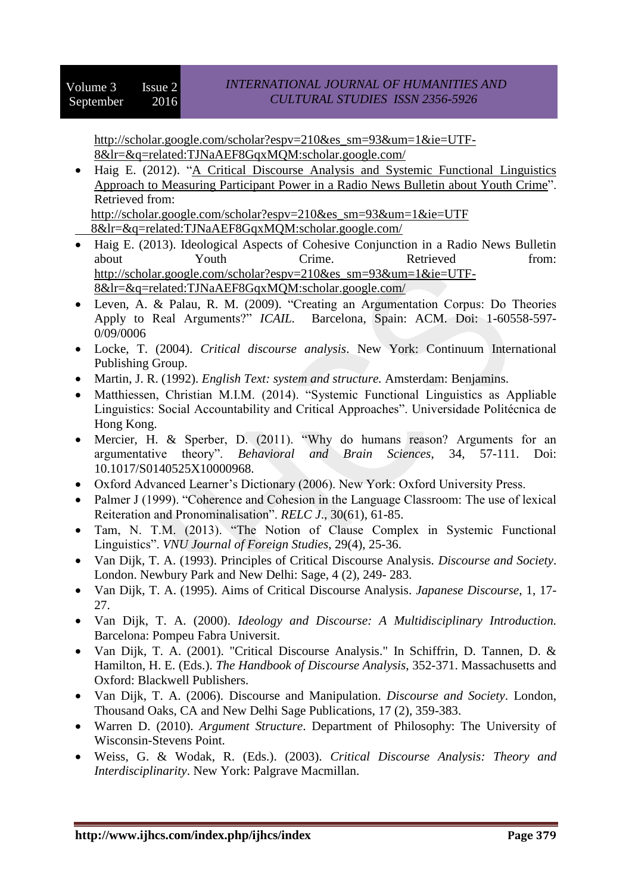http://scholar.google.com/scholar?espv=210&es_sm=93&um=1&ie=UTF-8&lr=&q=related:TJNaAEF8GqxMQM:scholar.google.com/

- Haig E. (2012). "A Critical Discourse Analysis and Systemic Functional Linguistics Approach to Measuring Participant Power in a Radio News Bulletin about Youth Crime". Retrieved from: http://scholar.google.com/scholar?espv=210&es_sm=93&um=1&ie=UTF 8&lr=&q=related:TJNaAEF8GqxMQM:scholar.google.com/
- Haig E. (2013). Ideological Aspects of Cohesive Conjunction in a Radio News Bulletin about Youth Crime. Retrieved from: http://scholar.google.com/scholar?espv=210&es_sm=93&um=1&ie=UTF-8&lr=&q=related:TJNaAEF8GqxMQM:scholar.google.com/
- Leven, A. & Palau, R. M. (2009). "Creating an Argumentation Corpus: Do Theories Apply to Real Arguments?" *ICAIL*. Barcelona, Spain: ACM. Doi: 1-60558-597-0/09/0006
- Locke, T. (2004). *Critical discourse analysis*. New York: Continuum International Publishing Group.
- Martin, J. R. (1992). *English Text: system and structure.* Amsterdam: Benjamins.
- Matthiessen, Christian M.I.M. (2014). "Systemic Functional Linguistics as Appliable Linguistics: Social Accountability and Critical Approaches". Universidade Politécnica de Hong Kong.
- Mercier, H. & Sperber, D. (2011). "Why do humans reason? Arguments for an argumentative theory". *Behavioral and Brain Sciences*, 34, 57-111. Doi: 10.1017/S0140525X10000968.
- Oxford Advanced Learner's Dictionary (2006). New York: Oxford University Press.
- Palmer J (1999). "Coherence and Cohesion in the Language Classroom: The use of lexical Reiteration and Pronominalisation". *RELC J*., 30(61), 61-85.
- Tam, N. T.M. (2013). "The Notion of Clause Complex in Systemic Functional Linguistics". *VNU Journal of Foreign Studies*, 29(4), 25-36.
- Van Dijk, T. A. (1993). Principles of Critical Discourse Analysis. *Discourse and Society*. London. Newbury Park and New Delhi: Sage, 4 (2), 249- 283.
- Van Dijk, T. A. (1995). Aims of Critical Discourse Analysis. *Japanese Discourse*, 1, 17-27.
- Van Dijk, T. A. (2000). *Ideology and Discourse: A Multidisciplinary Introduction.* Barcelona: Pompeu Fabra Universit.
- Van Dijk, T. A. (2001). "Critical Discourse Analysis." In Schiffrin, D. Tannen, D. & Hamilton, H. E. (Eds.). *The Handbook of Discourse Analysis*, 352-371. Massachusetts and Oxford: Blackwell Publishers.
- Van Dijk, T. A. (2006). Discourse and Manipulation. *Discourse and Society*. London, Thousand Oaks, CA and New Delhi Sage Publications, 17 (2), 359-383.
- Warren D. (2010). *Argument Structure*. Department of Philosophy: The University of Wisconsin-Stevens Point.
- Weiss, G. & Wodak, R. (Eds.). (2003). *Critical Discourse Analysis: Theory and Interdisciplinarity*. New York: Palgrave Macmillan.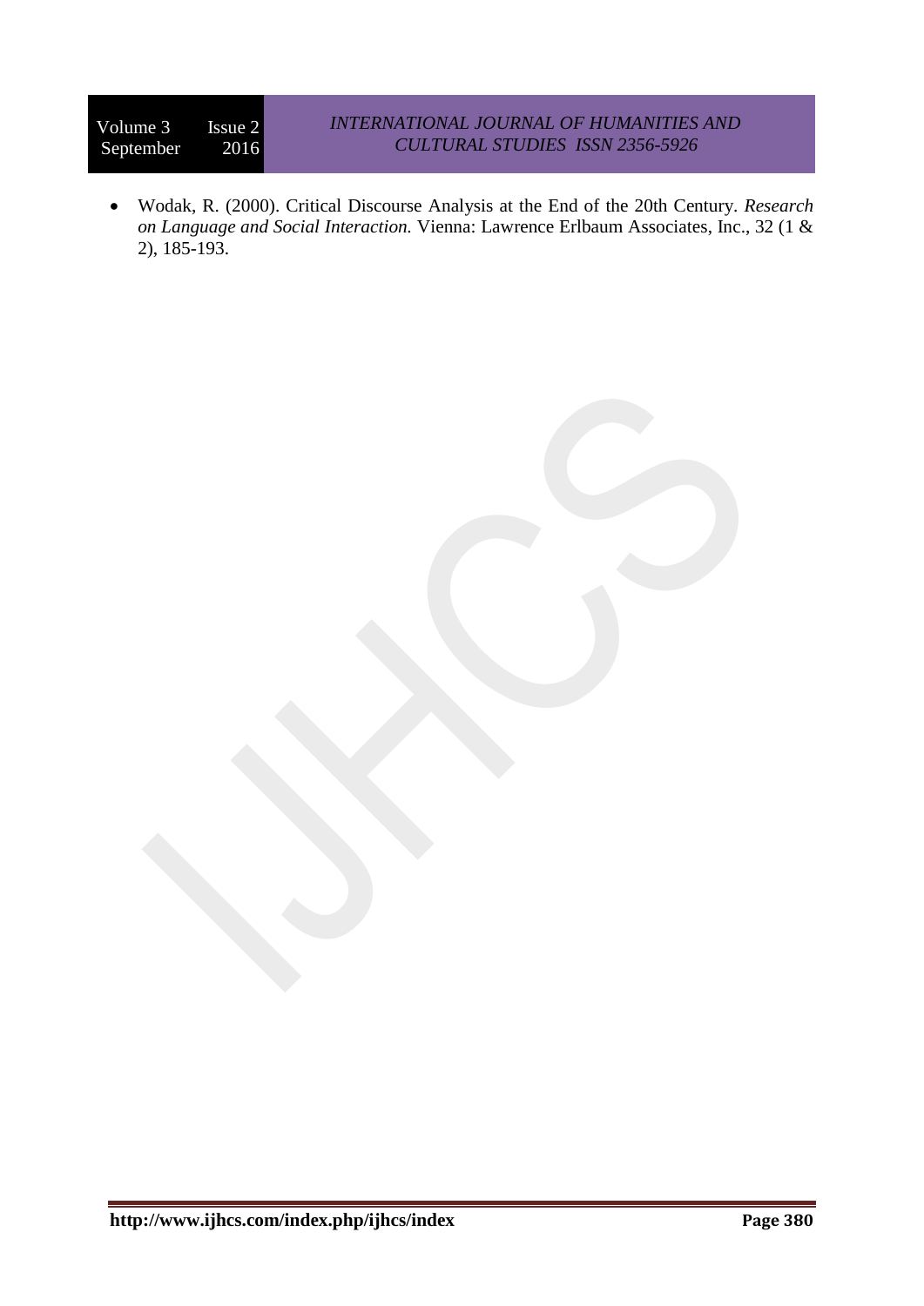- Wodak, R. (2000). Critical Discourse Analysis at the End of the 20th Century. *Research on Language and Social Interaction.* Vienna: Lawrence Erlbaum Associates, Inc., 32 (1 & 2), 185-193.